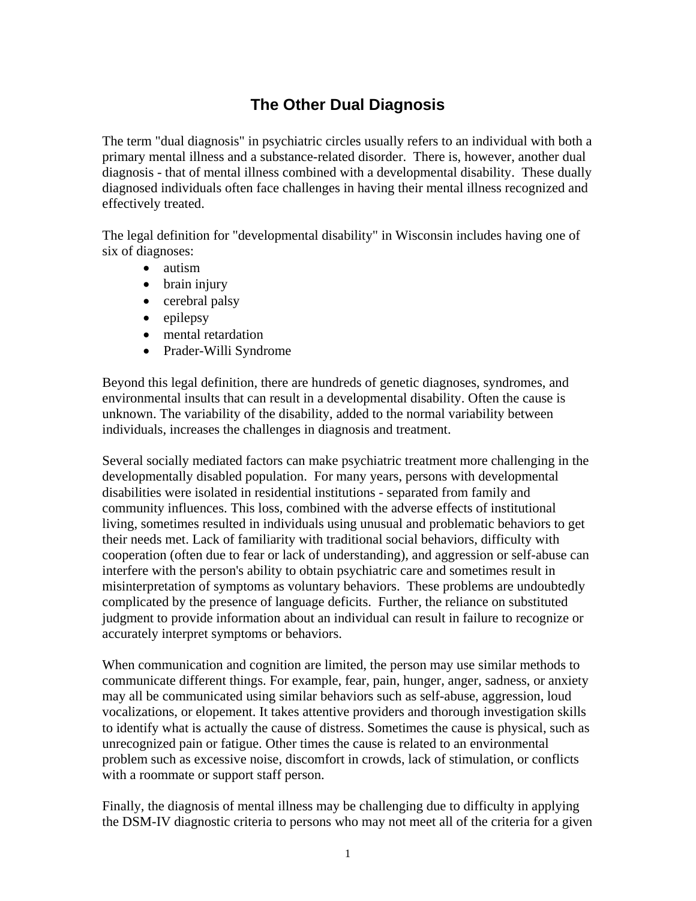# The Other Dual Diagnosis

The term "dual diagnosis" in psychiatric circles usually refers to an individual with both a primary mental illness and a substance-related disorder. There is, however, another dual diagnosis - that of mental illness combined with a developmental disability. These dually diagnosed individuals often face challenges in having their mental illness recognized and effectively treated.

The legal definition for "developmental disability" in Wisconsin includes having one of six of diagnoses:

- autism
- brain injury
- cerebral palsy
- epilepsy
- mental retardation
- Prader-Willi Syndrome

Beyond this legal definition, there are hundreds of genetic diagnoses, syndromes, and environmental insults that can result in a developmental disability. Often the cause is unknown. The variability of the disability, added to the normal variability between individuals, increases the challenges in diagnosis and treatment.

Several socially mediated factors can make psychiatric treatment more challenging in the developmentally disabled population. For many years, persons with developmental disabilities were isolated in residential institutions - separated from family and community influences. This loss, combined with the adverse effects of institutional living, sometimes resulted in individuals using unusual and problematic behaviors to get their needs met. Lack of familiarity with traditional social behaviors, difficulty with cooperation (often due to fear or lack of understanding), and aggression or self-abuse can interfere with the person's ability to obtain psychiatric care and sometimes result in misinterpretation of symptoms as voluntary behaviors. These problems are undoubtedly complicated by the presence of language deficits. Further, the reliance on substituted judgment to provide information about an individual can result in failure to recognize or accurately interpret symptoms or behaviors.

When communication and cognition are limited, the person may use similar methods to communicate different things. For example, fear, pain, hunger, anger, sadness, or anxiety may all be communicated using similar behaviors such as self-abuse, aggression, loud vocalizations, or elopement. It takes attentive providers and thorough investigation skills to identify what is actually the cause of distress. Sometimes the cause is physical, such as unrecognized pain or fatigue. Other times the cause is related to an environmental problem such as excessive noise, discomfort in crowds, lack of stimulation, or conflicts with a roommate or support staff person.

Finally, the diagnosis of mental illness may be challenging due to difficulty in applying the DSM-IV diagnostic criteria to persons who may not meet all of the criteria for a given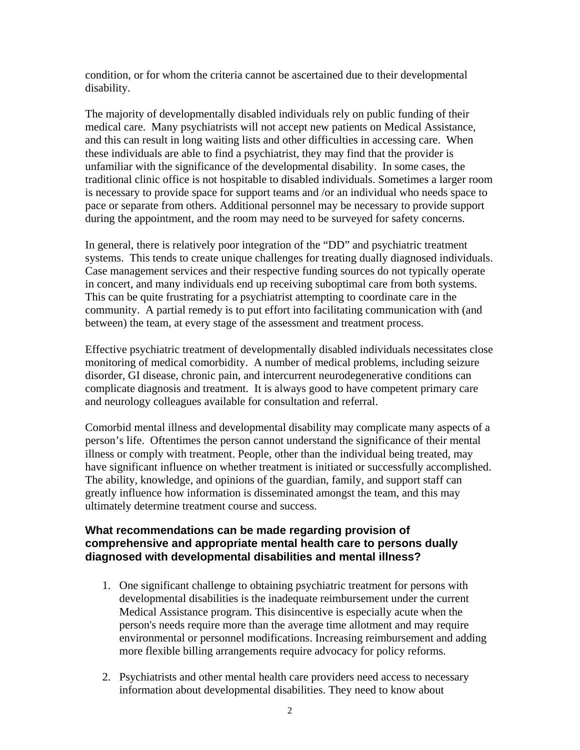condition, or for whom the criteria cannot be ascertained due to their developmental disability.

The majority of developmentally disabled individuals rely on public funding of their medical care. Many psychiatrists will not accept new patients on Medical Assistance, and this can result in long waiting lists and other difficulties in accessing care. When these individuals are able to find a psychiatrist, they may find that the provider is unfamiliar with the significance of the developmental disability. In some cases, the traditional clinic office is not hospitable to disabled individuals. Sometimes a larger room is necessary to provide space for support teams and /or an individual who needs space to pace or separate from others. Additional personnel may be necessary to provide support during the appointment, and the room may need to be surveyed for safety concerns.

In general, there is relatively poor integration of the "DD" and psychiatric treatment systems. This tends to create unique challenges for treating dually diagnosed individuals. Case management services and their respective funding sources do not typically operate in concert, and many individuals end up receiving suboptimal care from both systems. This can be quite frustrating for a psychiatrist attempting to coordinate care in the community. A partial remedy is to put effort into facilitating communication with (and between) the team, at every stage of the assessment and treatment process.

Effective psychiatric treatment of developmentally disabled individuals necessitates close monitoring of medical comorbidity. A number of medical problems, including seizure disorder, GI disease, chronic pain, and intercurrent neurodegenerative conditions can complicate diagnosis and treatment. It is always good to have competent primary care and neurology colleagues available for consultation and referral.

Comorbid mental illness and developmental disability may complicate many aspects of a person's life. Oftentimes the person cannot understand the significance of their mental illness or comply with treatment. People, other than the individual being treated, may have significant influence on whether treatment is initiated or successfully accomplished. The ability, knowledge, and opinions of the guardian, family, and support staff can greatly influence how information is disseminated amongst the team, and this may ultimately determine treatment course and success.

### What recommendations can be made regarding provision of comprehensive and appropriate mental health care to persons dually diagnosed with developmental disabilities and mental illness?

1. One significant challenge to obtaining psychiatric treatment for persons with developmental disabilities is the inadequate reimbursement under the current Medical Assistance program. This disincentive is especially acute when the person's needs require more than the average time allotment and may require environmental or personnel modifications. Increasing reimbursement and adding more flexible billing arrangements require advocacy for policy reforms.

2. Psychiatrists and other mental health care providers need access to necessary information about developmental disabilities. They need to know about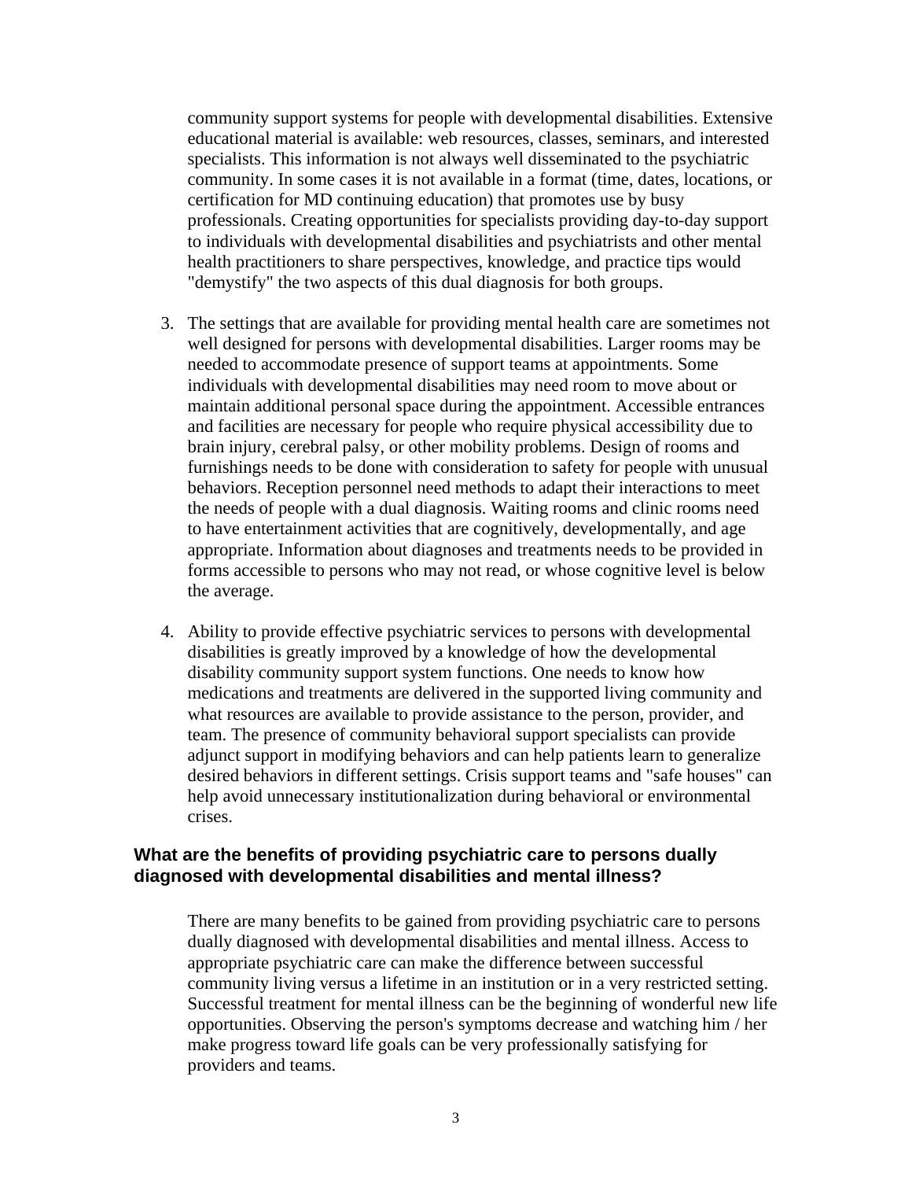community support systems for people with developmental disabilities. Extensive educational material is available: web resources, classes, seminars, and interested specialists. This information is not always well disseminated to the psychiatric community. In some cases it is not available in a format (time, dates, locations, or certification for MD continuing education) that promotes use by busy professionals. Creating opportunities for specialists providing day-to-day support to individuals with developmental disabilities and psychiatrists and other mental health practitioners to share perspectives, knowledge, and practice tips would "demystify" the two aspects of this dual diagnosis for both groups.

3. The settings that are available for providing mental health care are sometimes not well designed for persons with developmental disabilities. Larger rooms may be needed to accommodate presence of support teams at appointments. Some individuals with developmental disabilities may need room to move about or maintain additional personal space during the appointment. Accessible entrances and facilities are necessary for people who require physical accessibility due to brain injury, cerebral palsy, or other mobility problems. Design of rooms and furnishings needs to be done with consideration to safety for people with unusual behaviors. Reception personnel need methods to adapt their interactions to meet the needs of people with a dual diagnosis. Waiting rooms and clinic rooms need to have entertainment activities that are cognitively, developmentally, and age appropriate. Information about diagnoses and treatments needs to be provided in forms accessible to persons who may not read, or whose cognitive level is below the average.

4. Ability to provide effective psychiatric services to persons with developmental disabilities is greatly improved by a knowledge of how the developmental disability community support system functions. One needs to know how medications and treatments are delivered in the supported living community and what resources are available to provide assistance to the person, provider, and team. The presence of community behavioral support specialists can provide adjunct support in modifying behaviors and can help patients learn to generalize desired behaviors in different settings. Crisis support teams and "safe houses" can help avoid unnecessary institutionalization during behavioral or environmental crises.

### What are the benefits of providing psychiatric care to persons dually diagnosed with developmental disabilities and mental illness?

There are many benefits to be gained from providing psychiatric care to persons dually diagnosed with developmental disabilities and mental illness. Access to appropriate psychiatric care can make the difference between successful community living versus a lifetime in an institution or in a very restricted setting. Successful treatment for mental illness can be the beginning of wonderful new life opportunities. Observing the person's symptoms decrease and watching him / her make progress toward life goals can be very professionally satisfying for providers and teams.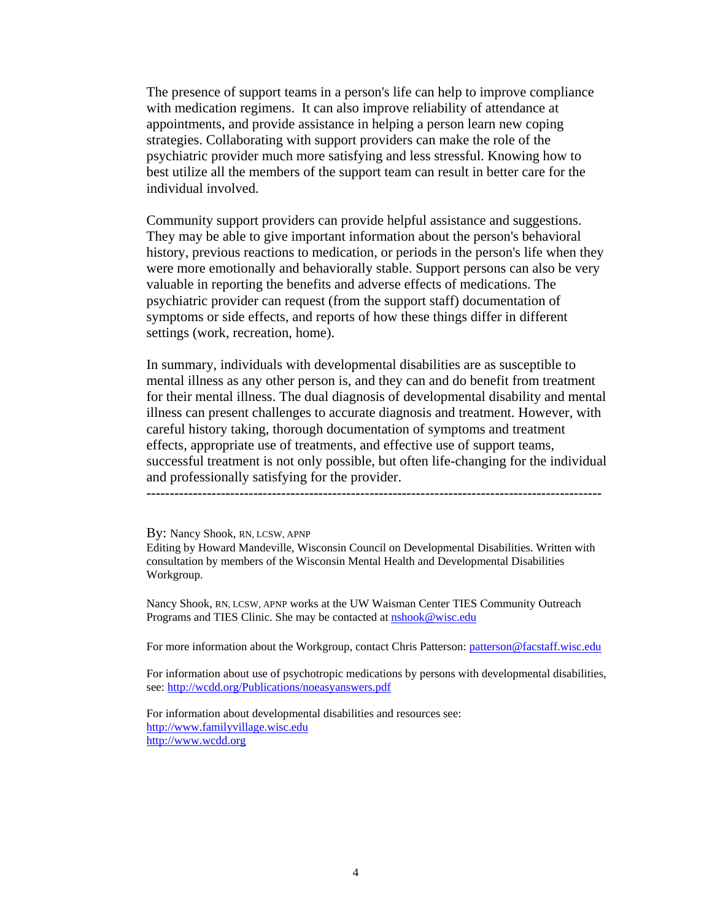The presence of support teams in a person's life can help to improve compliance with medication regimens. It can also improve reliability of attendance at appointments, and provide assistance in helping a person learn new coping strategies. Collaborating with support providers can make the role of the psychiatric provider much more satisfying and less stressful. Knowing how to best utilize all the members of the support team can result in better care for the individual involved.

Community support providers can provide helpful assistance and suggestions. They may be able to give important information about the person's behavioral history, previous reactions to medication, or periods in the person's life when they were more emotionally and behaviorally stable. Support persons can also be very valuable in reporting the benefits and adverse effects of medications. The psychiatric provider can request (from the support staff) documentation of symptoms or side effects, and reports of how these things differ in different settings (work, recreation, home).

In summary, individuals with developmental disabilities are as susceptible to mental illness as any other person is, and they can and do benefit from treatment for their mental illness. The dual diagnosis of developmental disability and mental illness can present challenges to accurate diagnosis and treatment. However, with careful history taking, thorough documentation of symptoms and treatment effects, appropriate use of treatments, and effective use of support teams, successful treatment is not only possible, but often life-changing for the individual and professionally satisfying for the provider.

---

By: Nancy Shook, RN, LCSW, APNP
Editing by Howard Mandeville, Wisconsin Council on Developmental Disabilities. Written with consultation by members of the Wisconsin Mental Health and Developmental Disabilities Workgroup.

Nancy Shook, RN, LCSW, APNP works at the UW Waisman Center TIES Community Outreach Programs and TIES Clinic. She may be contacted at nshook@wisc.edu

For more information about the Workgroup, contact Chris Patterson: patterson@facstaff.wisc.edu

For information about use of psychotropic medications by persons with developmental disabilities, see: http://wcdd.org/Publications/noeasyanswers.pdf

For information about developmental disabilities and resources see:
http://www.familyvillage.wisc.edu
http://www.wcdd.org